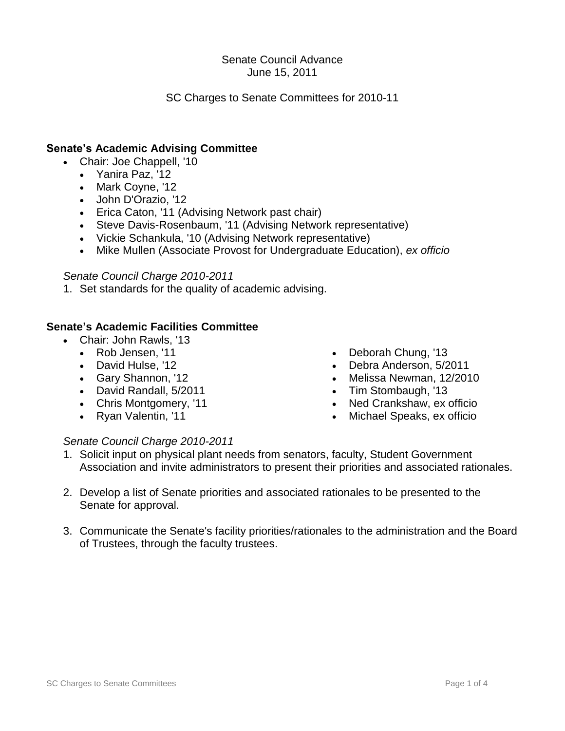Senate Council Advance
June 15, 2011

SC Charges to Senate Committees for 2010-11

## Senate's Academic Advising Committee

- Chair: Joe Chappell, '10
  - Yanira Paz, '12
  - Mark Coyne, '12
  - John D'Orazio, '12
  - Erica Caton, '11 (Advising Network past chair)
  - Steve Davis-Rosenbaum, '11 (Advising Network representative)
  - Vickie Schankula, '10 (Advising Network representative)
  - Mike Mullen (Associate Provost for Undergraduate Education), *ex officio*

*Senate Council Charge 2010-2011*

1. Set standards for the quality of academic advising.

## Senate's Academic Facilities Committee

- Chair: John Rawls, '13
  - Rob Jensen, '11
  - David Hulse, '12
  - Gary Shannon, '12
  - David Randall, 5/2011
  - Chris Montgomery, '11
  - Ryan Valentin, '11
  - Deborah Chung, '13
  - Debra Anderson, 5/2011
  - Melissa Newman, 12/2010
  - Tim Stombaugh, '13
  - Ned Crankshaw, ex officio
  - Michael Speaks, ex officio

*Senate Council Charge 2010-2011*

1. Solicit input on physical plant needs from senators, faculty, Student Government Association and invite administrators to present their priorities and associated rationales.

2. Develop a list of Senate priorities and associated rationales to be presented to the Senate for approval.

3. Communicate the Senate's facility priorities/rationales to the administration and the Board of Trustees, through the faculty trustees.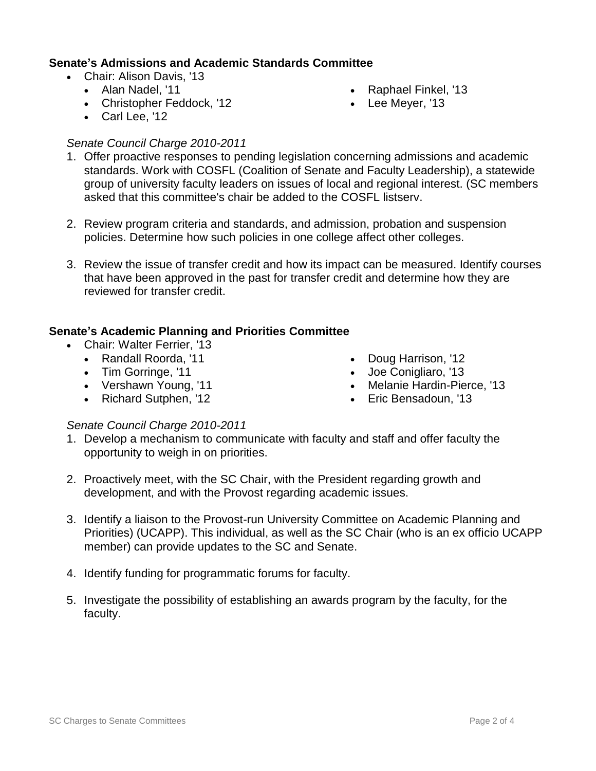**Senate's Admissions and Academic Standards Committee**

- Chair: Alison Davis, '13
  - Alan Nadel, '11
  - Christopher Feddock, '12
  - Carl Lee, '12
  - Raphael Finkel, '13
  - Lee Meyer, '13

*Senate Council Charge 2010-2011*

1. Offer proactive responses to pending legislation concerning admissions and academic standards. Work with COSFL (Coalition of Senate and Faculty Leadership), a statewide group of university faculty leaders on issues of local and regional interest. (SC members asked that this committee's chair be added to the COSFL listserv.

2. Review program criteria and standards, and admission, probation and suspension policies. Determine how such policies in one college affect other colleges.

3. Review the issue of transfer credit and how its impact can be measured. Identify courses that have been approved in the past for transfer credit and determine how they are reviewed for transfer credit.

**Senate's Academic Planning and Priorities Committee**

- Chair: Walter Ferrier, '13
  - Randall Roorda, '11
  - Tim Gorringe, '11
  - Vershawn Young, '11
  - Richard Sutphen, '12
  - Doug Harrison, '12
  - Joe Conigliaro, '13
  - Melanie Hardin-Pierce, '13
  - Eric Bensadoun, '13

*Senate Council Charge 2010-2011*

1. Develop a mechanism to communicate with faculty and staff and offer faculty the opportunity to weigh in on priorities.

2. Proactively meet, with the SC Chair, with the President regarding growth and development, and with the Provost regarding academic issues.

3. Identify a liaison to the Provost-run University Committee on Academic Planning and Priorities) (UCAPP). This individual, as well as the SC Chair (who is an ex officio UCAPP member) can provide updates to the SC and Senate.

4. Identify funding for programmatic forums for faculty.

5. Investigate the possibility of establishing an awards program by the faculty, for the faculty.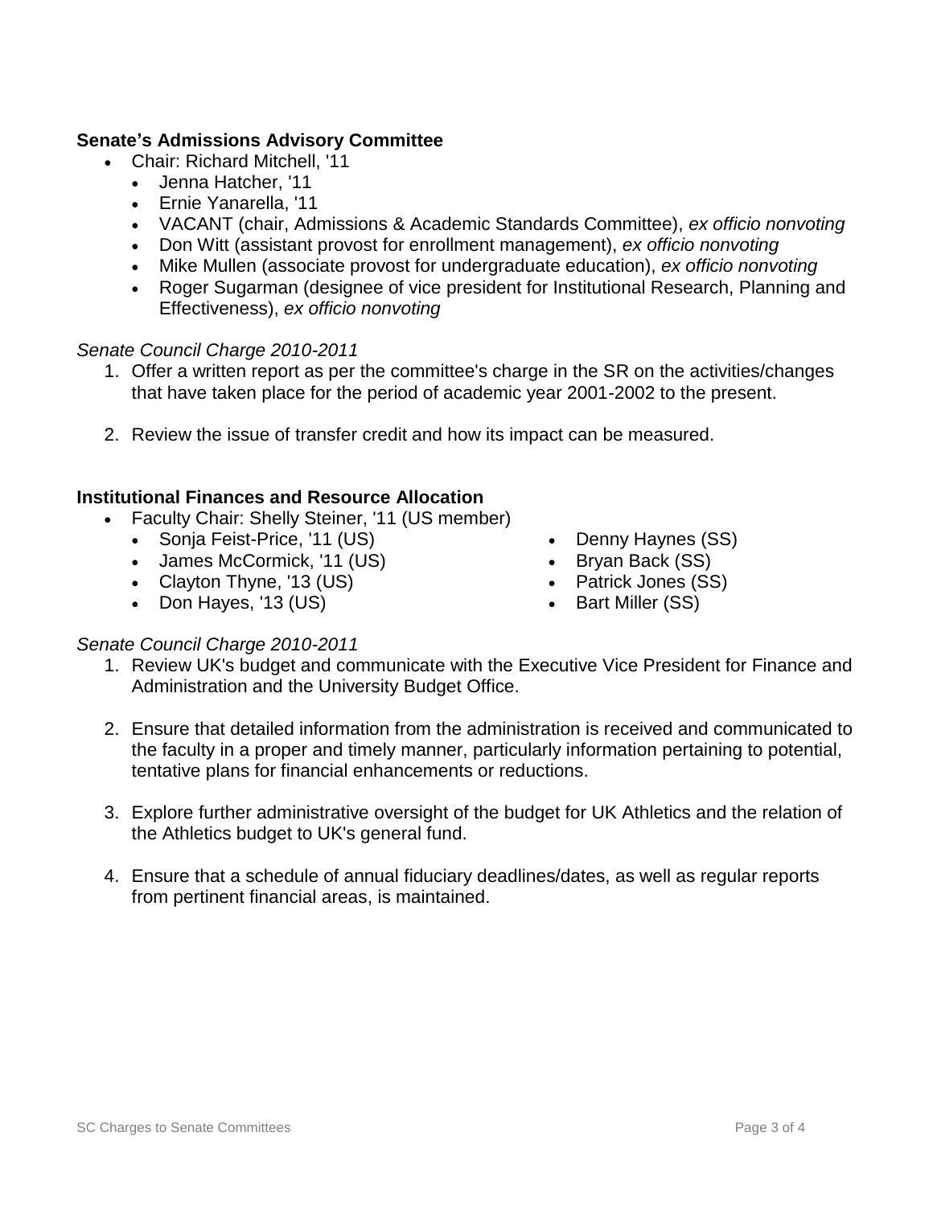**Senate's Admissions Advisory Committee**

- Chair: Richard Mitchell, '11
  - Jenna Hatcher, '11
  - Ernie Yanarella, '11
  - VACANT (chair, Admissions & Academic Standards Committee), *ex officio nonvoting*
  - Don Witt (assistant provost for enrollment management), *ex officio nonvoting*
  - Mike Mullen (associate provost for undergraduate education), *ex officio nonvoting*
  - Roger Sugarman (designee of vice president for Institutional Research, Planning and Effectiveness), *ex officio nonvoting*

*Senate Council Charge 2010-2011*

1. Offer a written report as per the committee's charge in the SR on the activities/changes that have taken place for the period of academic year 2001-2002 to the present.
2. Review the issue of transfer credit and how its impact can be measured.

**Institutional Finances and Resource Allocation**

- Faculty Chair: Shelly Steiner, '11 (US member)
  - Sonja Feist-Price, '11 (US)
  - James McCormick, '11 (US)
  - Clayton Thyne, '13 (US)
  - Don Hayes, '13 (US)
  - Denny Haynes (SS)
  - Bryan Back (SS)
  - Patrick Jones (SS)
  - Bart Miller (SS)

*Senate Council Charge 2010-2011*

1. Review UK's budget and communicate with the Executive Vice President for Finance and Administration and the University Budget Office.
2. Ensure that detailed information from the administration is received and communicated to the faculty in a proper and timely manner, particularly information pertaining to potential, tentative plans for financial enhancements or reductions.
3. Explore further administrative oversight of the budget for UK Athletics and the relation of the Athletics budget to UK's general fund.
4. Ensure that a schedule of annual fiduciary deadlines/dates, as well as regular reports from pertinent financial areas, is maintained.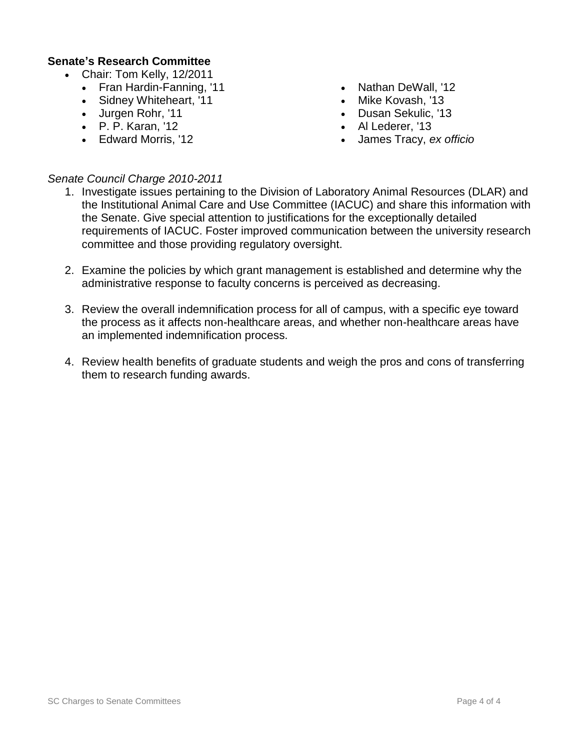**Senate's Research Committee**

- Chair: Tom Kelly, 12/2011
  - Fran Hardin-Fanning, '11
  - Sidney Whiteheart, '11
  - Jurgen Rohr, '11
  - P. P. Karan, '12
  - Edward Morris, '12
  - Nathan DeWall, '12
  - Mike Kovash, '13
  - Dusan Sekulic, '13
  - Al Lederer, '13
  - James Tracy, *ex officio*

*Senate Council Charge 2010-2011*

1. Investigate issues pertaining to the Division of Laboratory Animal Resources (DLAR) and the Institutional Animal Care and Use Committee (IACUC) and share this information with the Senate. Give special attention to justifications for the exceptionally detailed requirements of IACUC. Foster improved communication between the university research committee and those providing regulatory oversight.

2. Examine the policies by which grant management is established and determine why the administrative response to faculty concerns is perceived as decreasing.

3. Review the overall indemnification process for all of campus, with a specific eye toward the process as it affects non-healthcare areas, and whether non-healthcare areas have an implemented indemnification process.

4. Review health benefits of graduate students and weigh the pros and cons of transferring them to research funding awards.